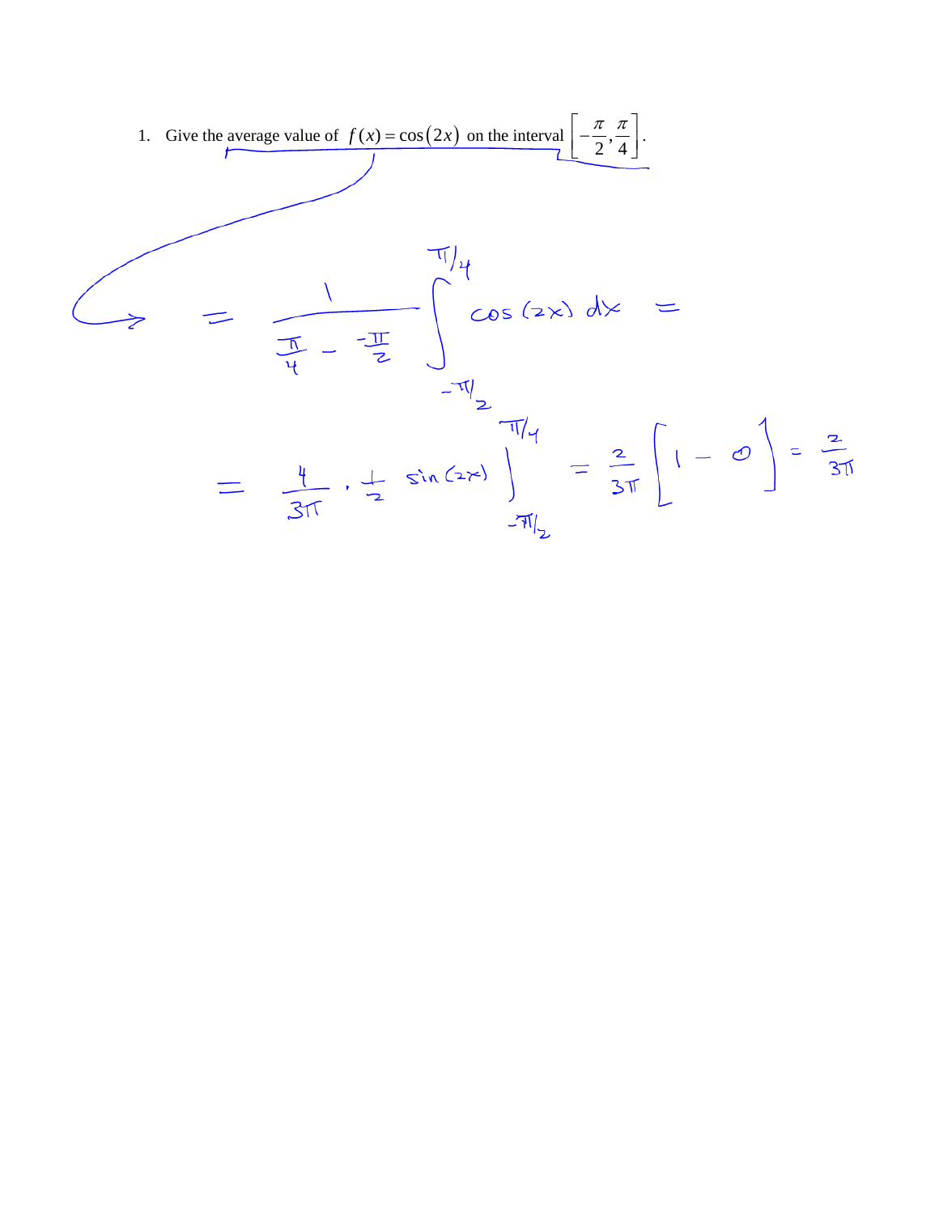1. Give the average value of $f(x) = \cos(2x)$ on the interval $\left[-\frac{\pi}{2}, \frac{\pi}{4}\right]$.

$$= \frac{1}{\frac{\pi}{4} - \frac{-\pi}{2}} \int_{-\pi/2}^{\pi/4} \cos(2x)\, dx =$$

$$= \frac{4}{3\pi} \cdot \frac{1}{2} \sin(2x) \Big|_{-\pi/2}^{\pi/4} = \frac{2}{3\pi}\left[1 - 0\right] = \frac{2}{3\pi}$$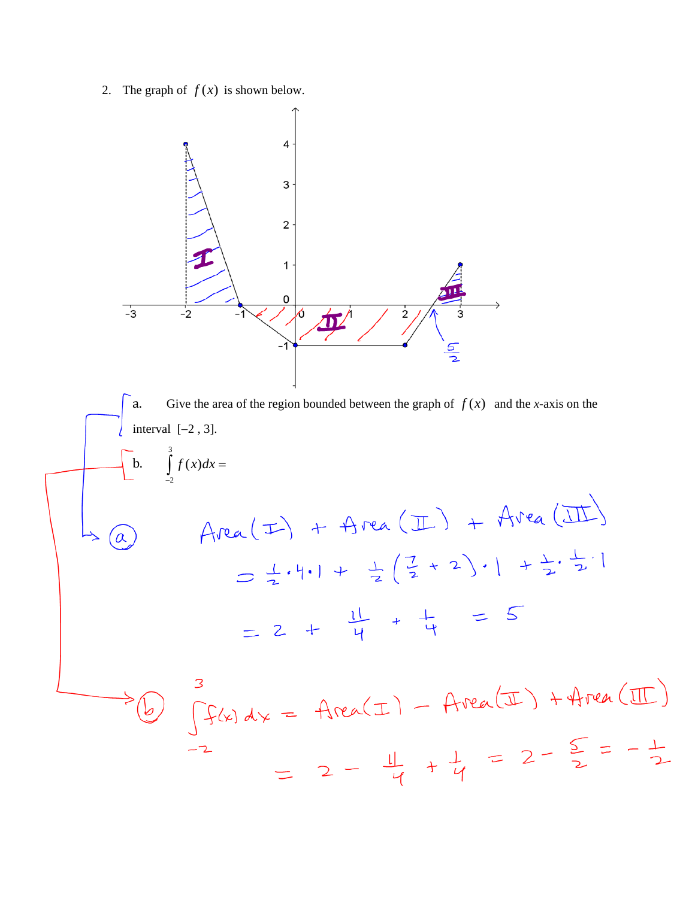2. The graph of $f(x)$ is shown below.

a. Give the area of the region bounded between the graph of $f(x)$ and the *x*-axis on the interval $[-2, 3]$.

b. $\int_{-2}^{3} f(x)dx =$

ⓐ

$$\text{Area}(\text{I}) + \text{Area}(\text{II}) + \text{Area}(\text{III})$$

$$= \tfrac{1}{2}\cdot 4\cdot 1 + \tfrac{1}{2}\left(\tfrac{7}{2} + 2\right)\cdot 1 + \tfrac{1}{2}\cdot\tfrac{1}{2}\cdot 1$$

$$= 2 + \tfrac{11}{4} + \tfrac{1}{4} = 5$$

ⓑ

$$\int_{-2}^{3} f(x)\,dx = \text{Area}(\text{I}) - \text{Area}(\text{II}) + \text{Area}(\text{III})$$

$$= 2 - \tfrac{11}{4} + \tfrac{1}{4} = 2 - \tfrac{5}{2} = -\tfrac{1}{2}$$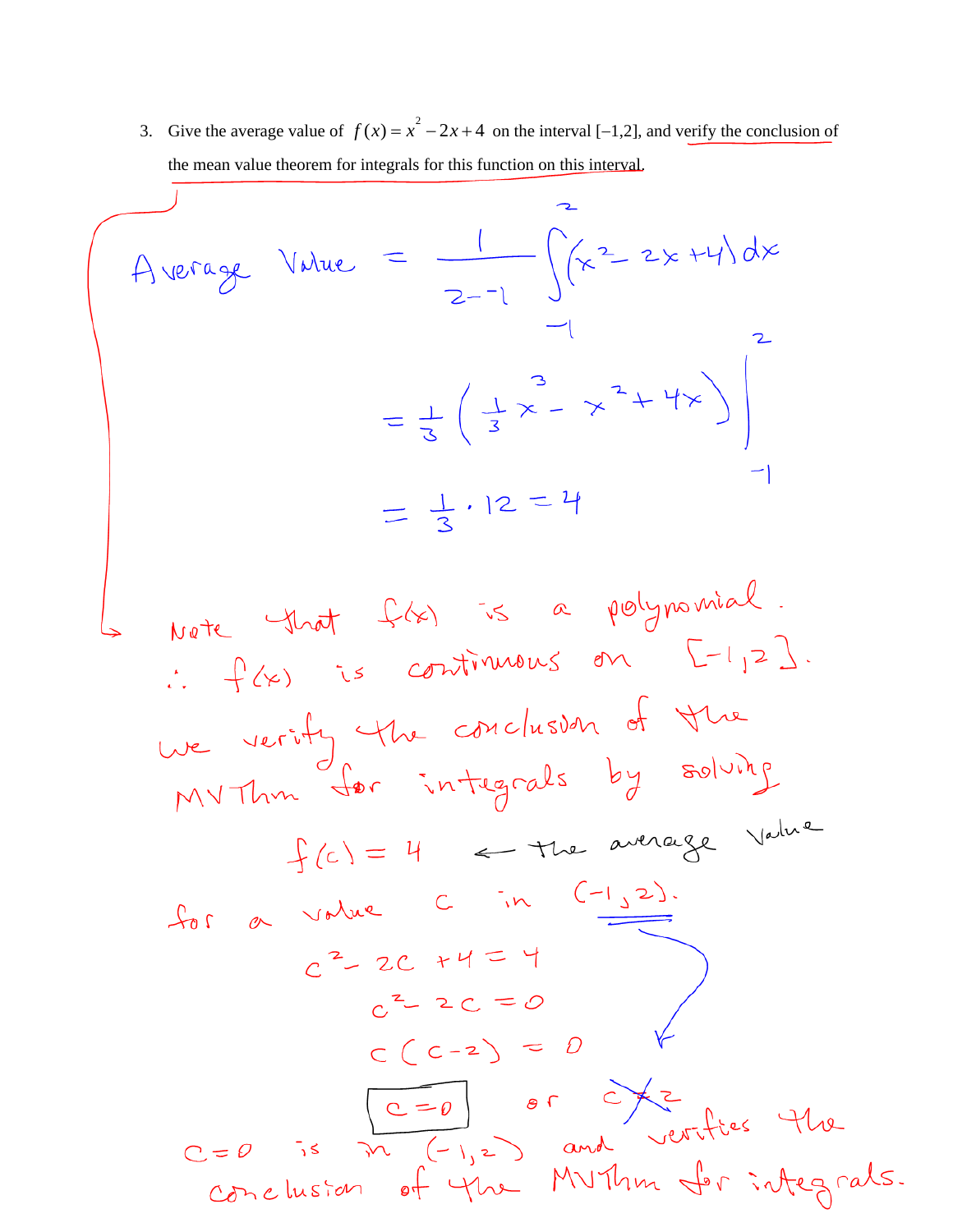3. Give the average value of $f(x) = x^2 - 2x + 4$ on the interval $[-1,2]$, and verify the conclusion of the mean value theorem for integrals for this function on this interval.

$$\text{Average Value} = \frac{1}{2--1}\int_{-1}^{2} (x^2 - 2x + 4)\,dx$$

$$= \frac{1}{3}\left(\frac{1}{3}x^3 - x^2 + 4x\right)\Bigg|_{-1}^{2}$$

$$= \frac{1}{3} \cdot 12 = 4$$

Note that $f(x)$ is a polynomial.

$\therefore$ $f(x)$ is continuous on $[-1,2]$.

We verify the conclusion of the MVThm for integrals by solving

$$f(c) = 4 \quad \leftarrow \text{the average value}$$

for a value $c$ in $(-1,2)$.

$$c^2 - 2c + 4 = 4$$

$$c^2 - 2c = 0$$

$$c(c-2) = 0$$

$$\boxed{c = 0} \quad \text{or} \quad c = 2 \text{ (crossed out)}$$

$c = 0$ is in $(-1,2)$ and verifies the conclusion of the MVThm for integrals.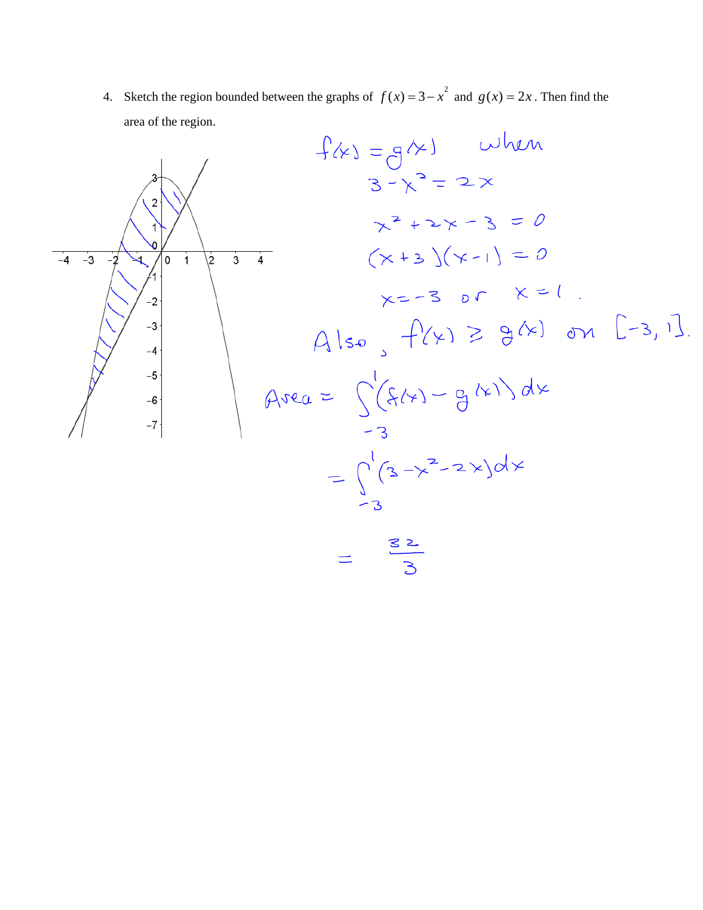4. Sketch the region bounded between the graphs of $f(x) = 3 - x^2$ and $g(x) = 2x$. Then find the area of the region.

$f(x) = g(x)$ when

$$3 - x^2 = 2x$$

$$x^2 + 2x - 3 = 0$$

$$(x+3)(x-1) = 0$$

$$x = -3 \text{ or } x = 1.$$

Also, $f(x) \geq g(x)$ on $[-3, 1]$.

$$\text{Area} = \int_{-3}^{1} (f(x) - g(x))\,dx$$

$$= \int_{-3}^{1} (3 - x^2 - 2x)\,dx$$

$$= \frac{32}{3}$$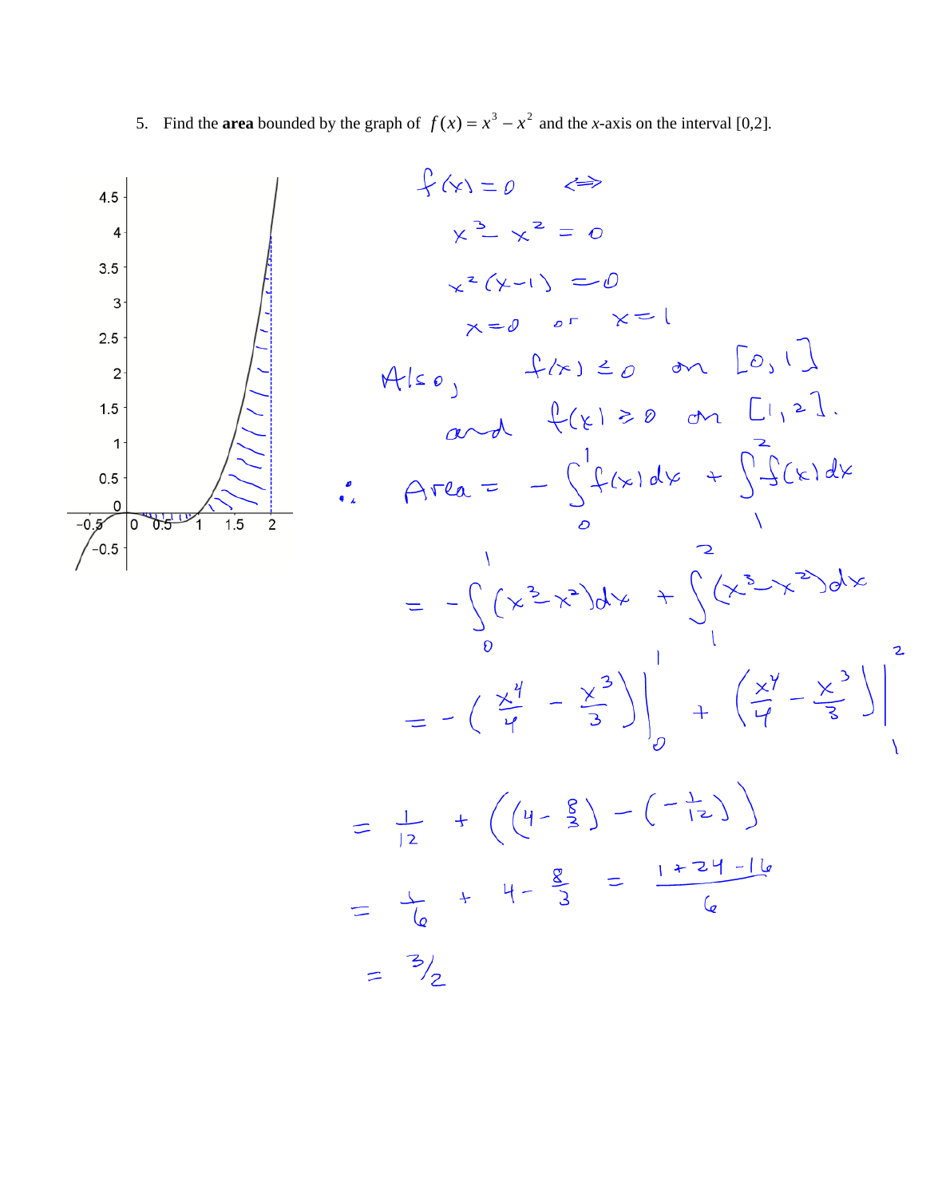5. Find the **area** bounded by the graph of $f(x) = x^3 - x^2$ and the $x$-axis on the interval [0,2].

$f(x) = 0 \iff$

$x^3 - x^2 = 0$

$x^2(x-1) = 0$

$x = 0$ or $x = 1$

Also, $f(x) \le 0$ on $[0,1]$

and $f(x) \ge 0$ on $[1,2]$.

$$\therefore \quad \text{Area} = -\int_0^1 f(x)\,dx + \int_1^2 f(x)\,dx$$

$$= -\int_0^1 (x^3 - x^2)\,dx + \int_1^2 (x^3 - x^2)\,dx$$

$$= -\left(\frac{x^4}{4} - \frac{x^3}{3}\right)\Bigg|_0^1 + \left(\frac{x^4}{4} - \frac{x^3}{3}\right)\Bigg|_1^2$$

$$= \frac{1}{12} + \left(\left(4 - \frac{8}{3}\right) - \left(-\frac{1}{12}\right)\right)$$

$$= \frac{1}{6} + 4 - \frac{8}{3} = \frac{1 + 24 - 16}{6}$$

$$= 3/2$$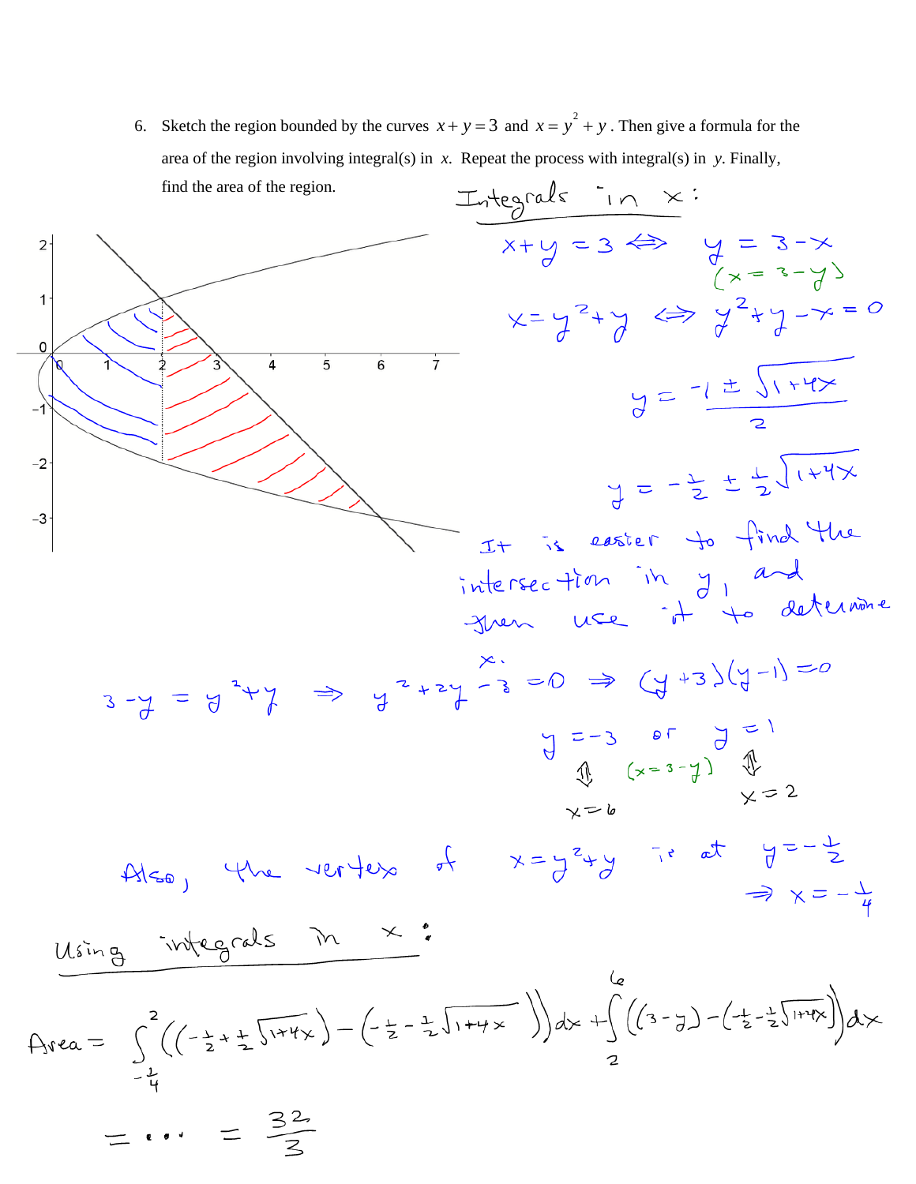6. Sketch the region bounded by the curves $x + y = 3$ and $x = y^2 + y$. Then give a formula for the area of the region involving integral(s) in $x$. Repeat the process with integral(s) in $y$. Finally, find the area of the region.

**Integrals in $x$:**

$x + y = 3 \Leftrightarrow y = 3 - x$

$(x = 3 - y)$

$x = y^2 + y \Leftrightarrow y^2 + y - x = 0$

$$y = \frac{-1 \pm \sqrt{1+4x}}{2}$$

$$y = -\frac{1}{2} \pm \frac{1}{2}\sqrt{1+4x}$$

It is easier to find the intersection in $y$, and then use it to determine $x$.

$3 - y = y^2 + y \Rightarrow y^2 + 2y - 3 = 0 \Rightarrow (y+3)(y-1) = 0$

$y = -3$ or $y = 1$

$\Updownarrow$ $(x = 3 - y)$ $\Updownarrow$

$x = 6$ $\quad$ $x = 2$

Also, the vertex of $x = y^2 + y$ is at $y = -\frac{1}{2}$

$\Rightarrow x = -\frac{1}{4}$

**Using integrals in $x$:**

$$\text{Area} = \int_{-\frac{1}{4}}^{2} \left( \left(-\tfrac{1}{2} + \tfrac{1}{2}\sqrt{1+4x}\right) - \left(-\tfrac{1}{2} - \tfrac{1}{2}\sqrt{1+4x}\right) \right) dx + \int_{2}^{6} \left( (3-y) - \left(-\tfrac{1}{2} - \tfrac{1}{2}\sqrt{1+4x}\right) \right) dx$$

$$= \cdots = \frac{32}{3}$$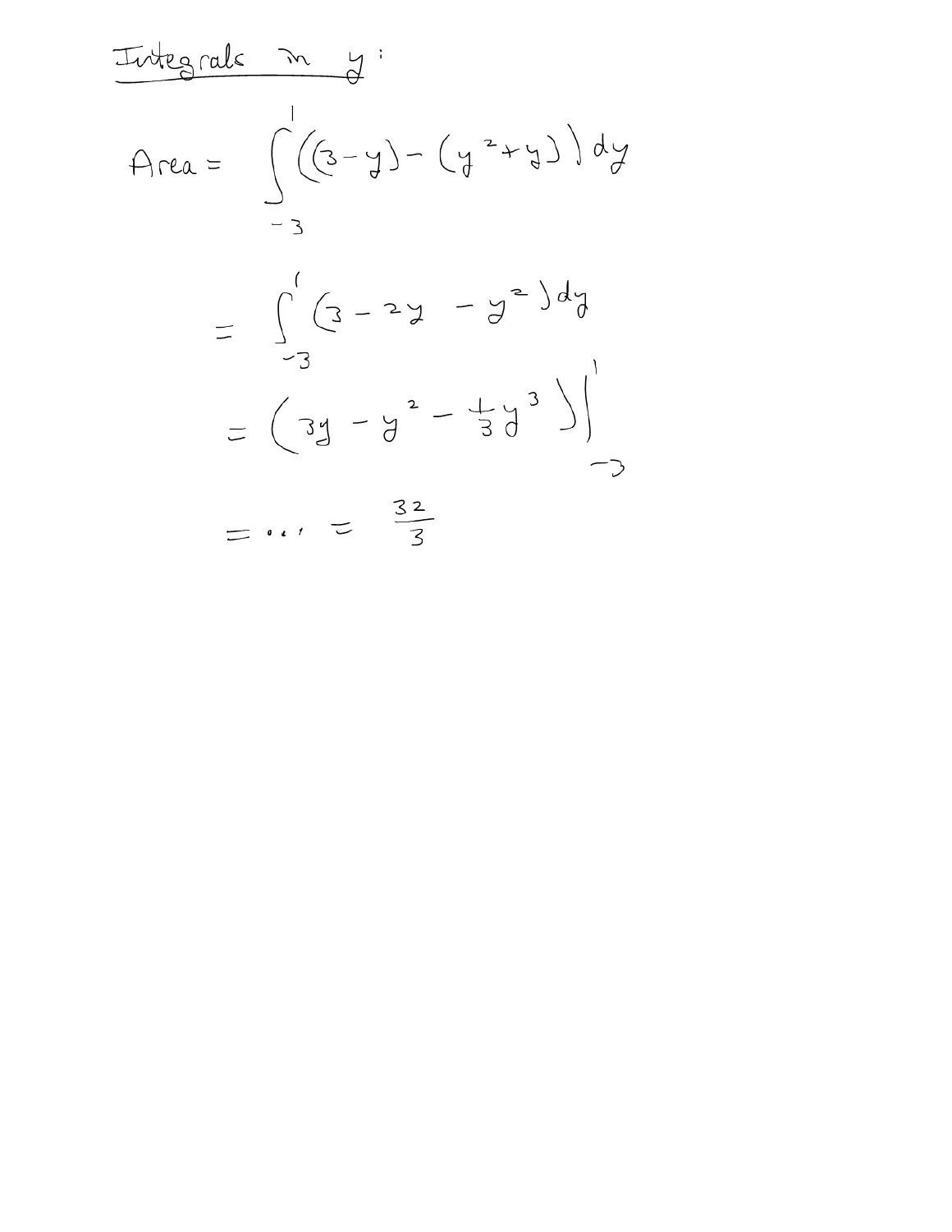Integrals in $y$:

$$\text{Area} = \int_{-3}^{1} \left( (3-y) - (y^2+y) \right) dy$$

$$= \int_{-3}^{1} (3 - 2y - y^2)\, dy$$

$$= \left( 3y - y^2 - \frac{1}{3}y^3 \right) \Big|_{-3}^{1}$$

$$= \ldots = \frac{32}{3}$$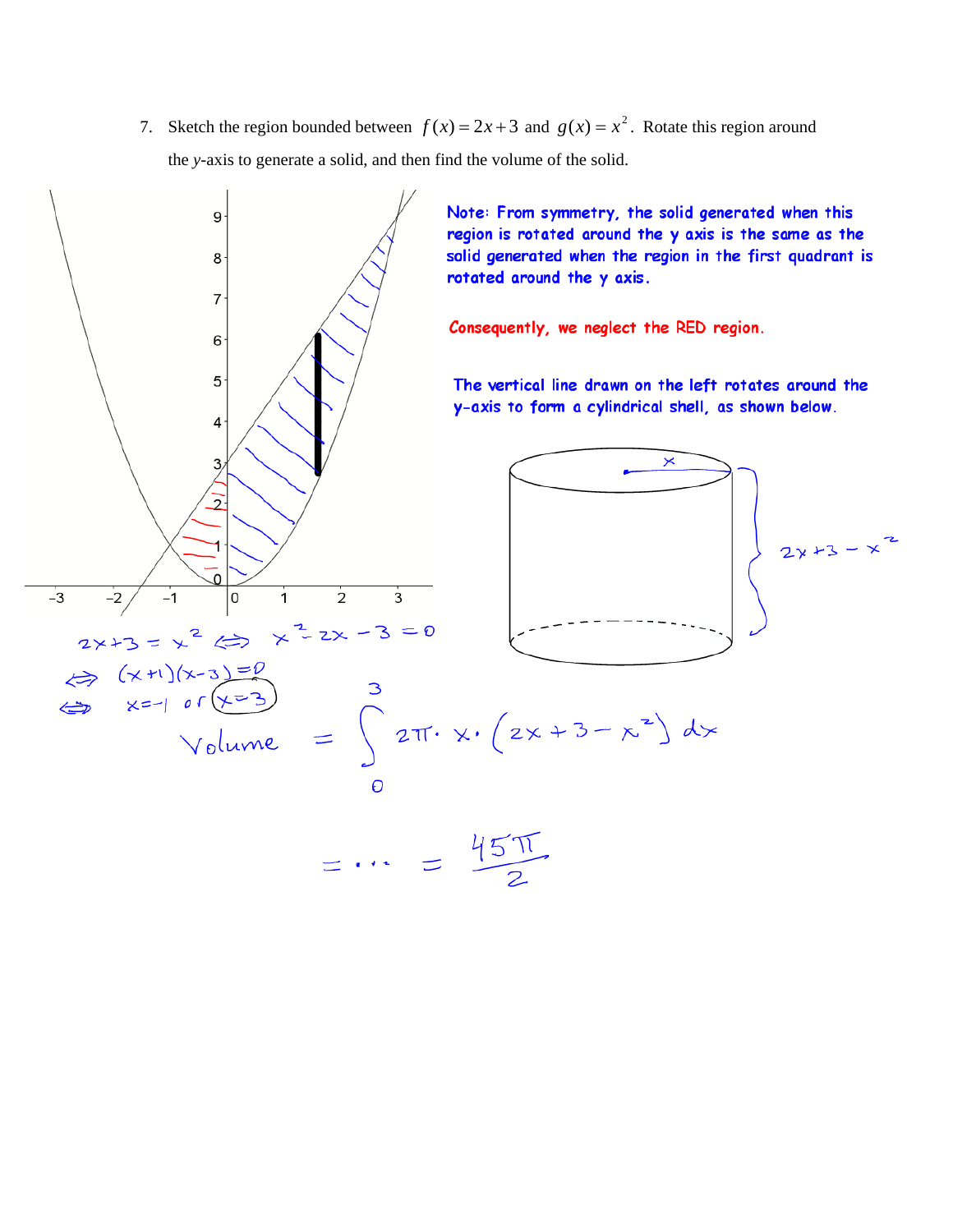7. Sketch the region bounded between $f(x) = 2x + 3$ and $g(x) = x^2$. Rotate this region around the $y$-axis to generate a solid, and then find the volume of the solid.

Note: From symmetry, the solid generated when this region is rotated around the y axis is the same as the solid generated when the region in the first quadrant is rotated around the y axis.

Consequently, we neglect the RED region.

The vertical line drawn on the left rotates around the y-axis to form a cylindrical shell, as shown below.

(Shell radius: $x$; shell height: $2x + 3 - x^2$)

$$2x + 3 = x^2 \iff x^2 - 2x - 3 = 0$$

$$\iff (x+1)(x-3) = 0$$

$$\iff x = -1 \text{ or } x = 3$$

$$\text{Volume} = \int_0^3 2\pi \cdot x \cdot (2x + 3 - x^2)\, dx$$

$$= \cdots = \frac{45\pi}{2}$$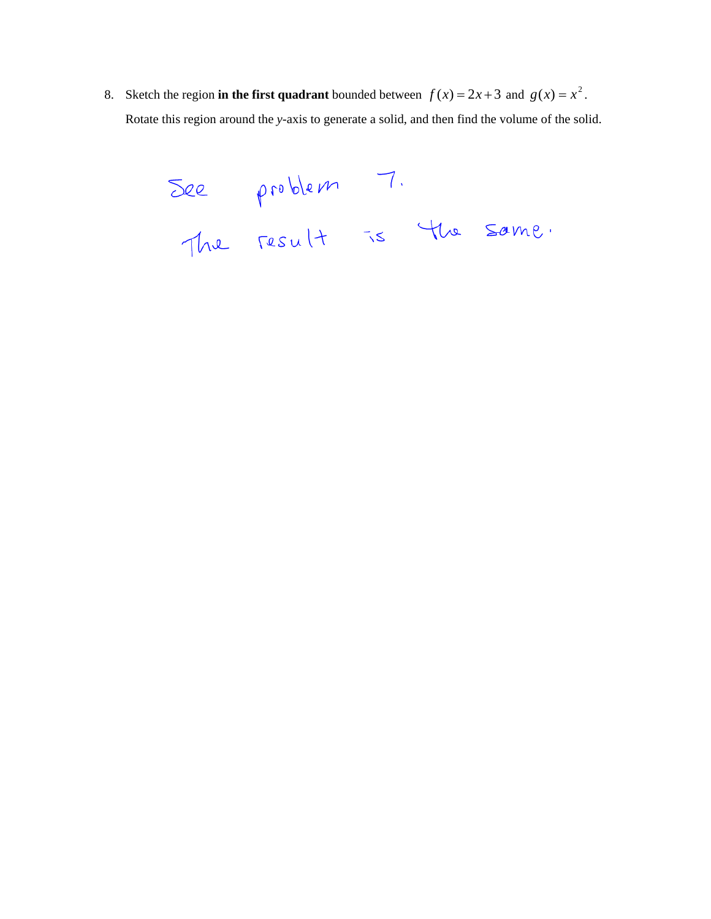8. Sketch the region **in the first quadrant** bounded between $f(x) = 2x + 3$ and $g(x) = x^2$.
   Rotate this region around the *y*-axis to generate a solid, and then find the volume of the solid.

See problem 7.

The result is the same.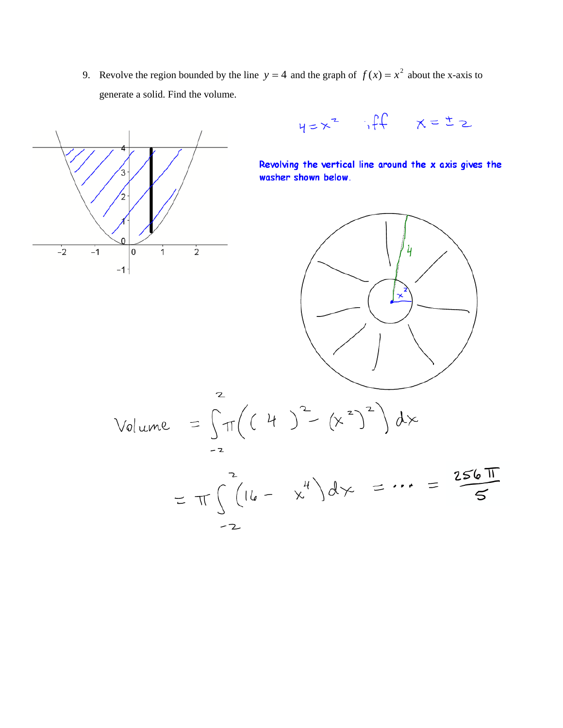9. Revolve the region bounded by the line $y = 4$ and the graph of $f(x) = x^2$ about the x-axis to generate a solid. Find the volume.

$4 = x^2$ iff $x = \pm 2$

Revolving the vertical line around the x axis gives the washer shown below.

$$\text{Volume} = \int_{-2}^{2} \pi\left((4)^2 - (x^2)^2\right) dx$$

$$= \pi \int_{-2}^{2} (16 - x^4)\, dx = \cdots = \frac{256\pi}{5}$$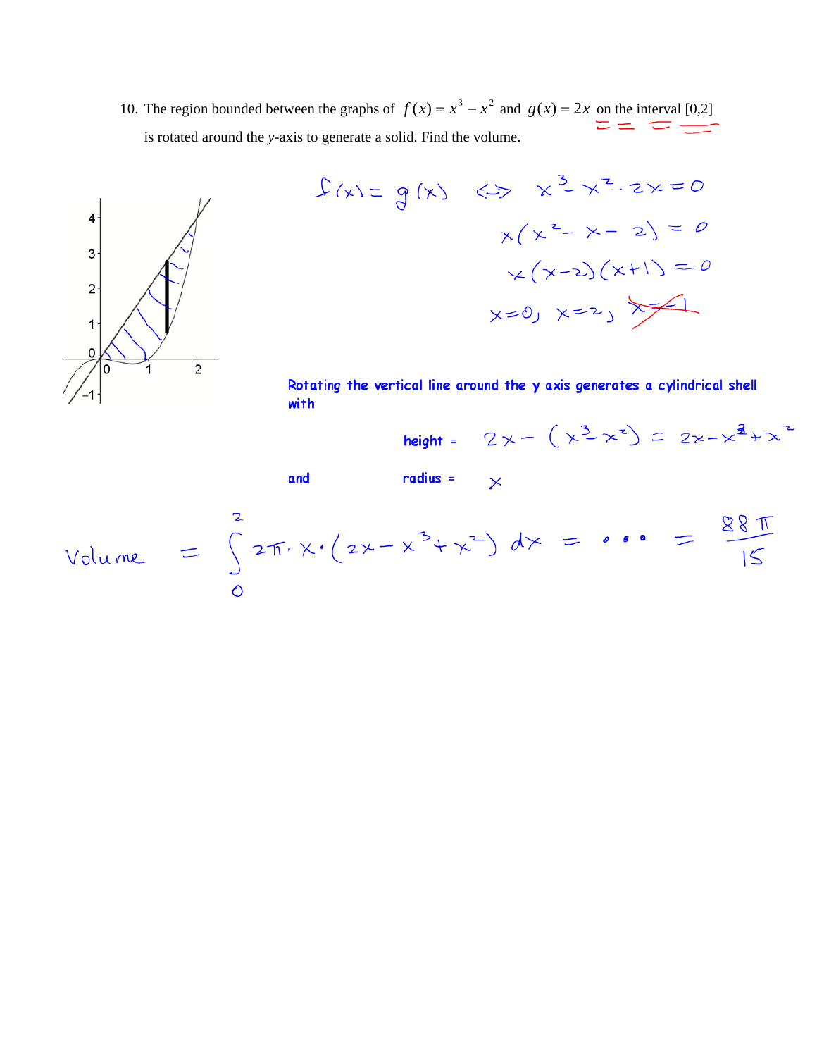10. The region bounded between the graphs of $f(x) = x^3 - x^2$ and $g(x) = 2x$ on the interval [0,2] is rotated around the $y$-axis to generate a solid. Find the volume.

4
3
2
1
0
−1
0
1
2

$f(x) = g(x) \iff x^3 - x^2 - 2x = 0$

$x(x^2 - x - 2) = 0$

$x(x-2)(x+1) = 0$

$x = 0, \; x = 2, \; \cancel{x = -1}$

Rotating the vertical line around the y axis generates a cylindrical shell with

height = $2x - (x^3 - x^2) = 2x - x^3 + x^2$

and radius = $x$

$$\text{Volume} = \int_0^2 2\pi \cdot x \cdot (2x - x^3 + x^2)\, dx = \cdots = \frac{88\pi}{15}$$